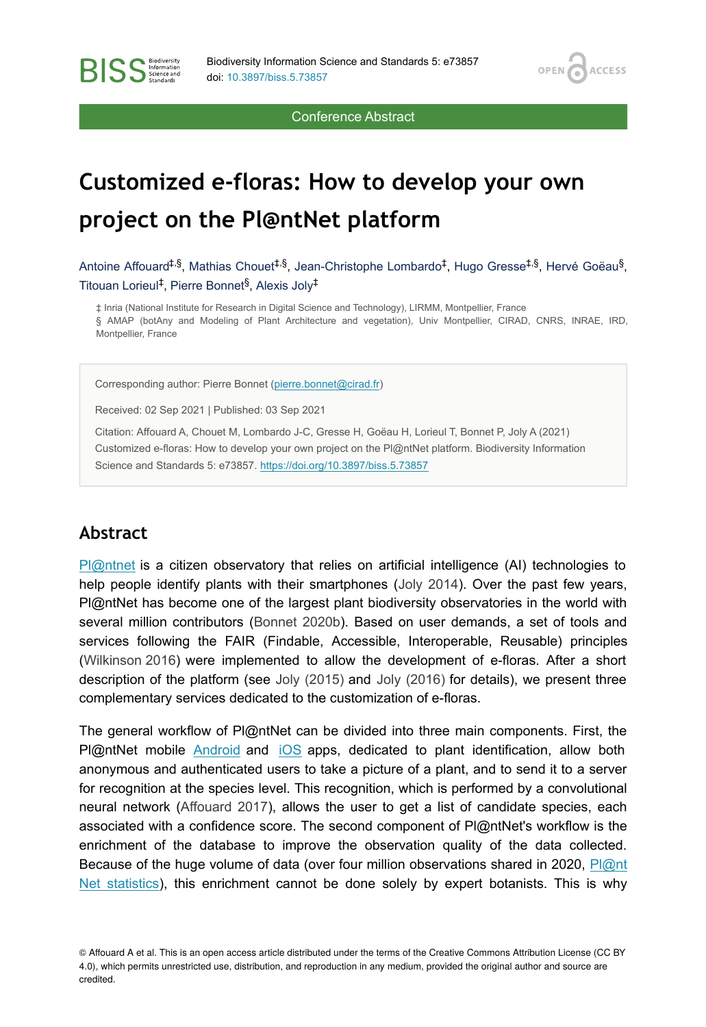Conference Abstract

# Customized e-floras: How to develop your own project on the Pl@ntNet platform

Antoine Affouard[‡,§], Mathias Chouet[‡,§], Jean-Christophe Lombardo[‡], Hugo Gresse[‡,§], Hervé Goëau[§], Titouan Lorieul[‡], Pierre Bonnet[§], Alexis Joly[‡]

‡ Inria (National Institute for Research in Digital Science and Technology), LIRMM, Montpellier, France
§ AMAP (botAny and Modeling of Plant Architecture and vegetation), Univ Montpellier, CIRAD, CNRS, INRAE, IRD, Montpellier, France

Corresponding author: Pierre Bonnet (pierre.bonnet@cirad.fr)

Received: 02 Sep 2021 | Published: 03 Sep 2021

Citation: Affouard A, Chouet M, Lombardo J-C, Gresse H, Goëau H, Lorieul T, Bonnet P, Joly A (2021) Customized e-floras: How to develop your own project on the Pl@ntNet platform. Biodiversity Information Science and Standards 5: e73857. https://doi.org/10.3897/biss.5.73857

## Abstract

Pl@ntnet is a citizen observatory that relies on artificial intelligence (AI) technologies to help people identify plants with their smartphones (Joly 2014). Over the past few years, Pl@ntNet has become one of the largest plant biodiversity observatories in the world with several million contributors (Bonnet 2020b). Based on user demands, a set of tools and services following the FAIR (Findable, Accessible, Interoperable, Reusable) principles (Wilkinson 2016) were implemented to allow the development of e-floras. After a short description of the platform (see Joly (2015) and Joly (2016) for details), we present three complementary services dedicated to the customization of e-floras.

The general workflow of Pl@ntNet can be divided into three main components. First, the Pl@ntNet mobile Android and iOS apps, dedicated to plant identification, allow both anonymous and authenticated users to take a picture of a plant, and to send it to a server for recognition at the species level. This recognition, which is performed by a convolutional neural network (Affouard 2017), allows the user to get a list of candidate species, each associated with a confidence score. The second component of Pl@ntNet's workflow is the enrichment of the database to improve the observation quality of the data collected. Because of the huge volume of data (over four million observations shared in 2020, Pl@nt Net statistics), this enrichment cannot be done solely by expert botanists. This is why

© Affouard A et al. This is an open access article distributed under the terms of the Creative Commons Attribution License (CC BY 4.0), which permits unrestricted use, distribution, and reproduction in any medium, provided the original author and source are credited.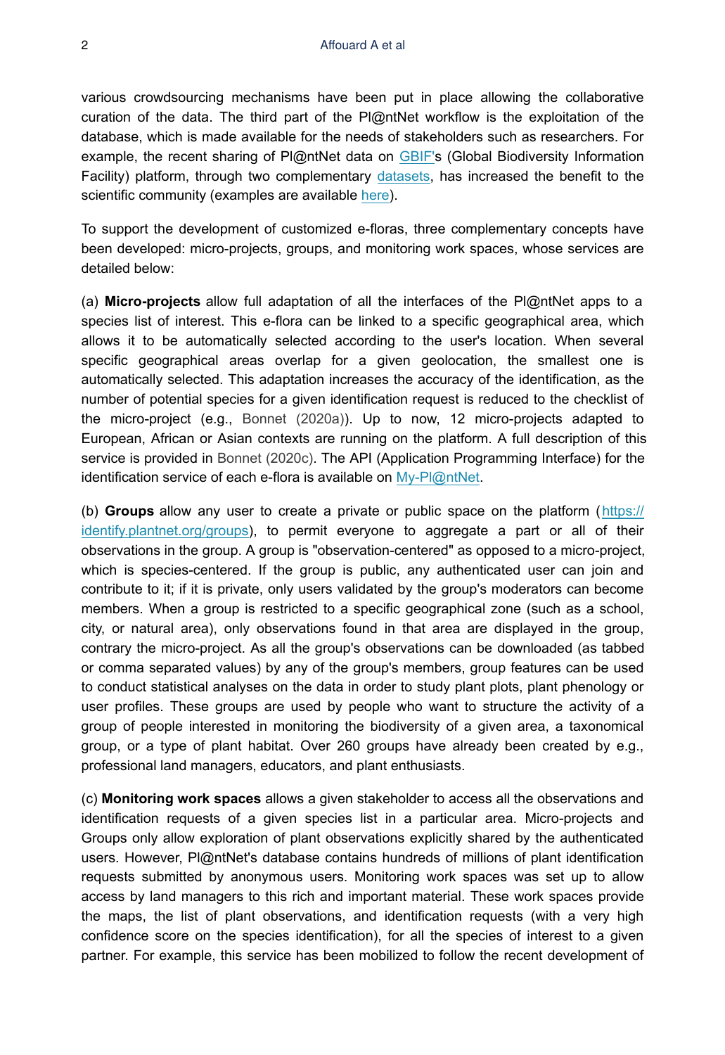various crowdsourcing mechanisms have been put in place allowing the collaborative curation of the data. The third part of the Pl@ntNet workflow is the exploitation of the database, which is made available for the needs of stakeholders such as researchers. For example, the recent sharing of Pl@ntNet data on GBIF's (Global Biodiversity Information Facility) platform, through two complementary datasets, has increased the benefit to the scientific community (examples are available here).

To support the development of customized e-floras, three complementary concepts have been developed: micro-projects, groups, and monitoring work spaces, whose services are detailed below:

(a) **Micro-projects** allow full adaptation of all the interfaces of the Pl@ntNet apps to a species list of interest. This e-flora can be linked to a specific geographical area, which allows it to be automatically selected according to the user's location. When several specific geographical areas overlap for a given geolocation, the smallest one is automatically selected. This adaptation increases the accuracy of the identification, as the number of potential species for a given identification request is reduced to the checklist of the micro-project (e.g., Bonnet (2020a)). Up to now, 12 micro-projects adapted to European, African or Asian contexts are running on the platform. A full description of this service is provided in Bonnet (2020c). The API (Application Programming Interface) for the identification service of each e-flora is available on My-Pl@ntNet.

(b) **Groups** allow any user to create a private or public space on the platform (https://identify.plantnet.org/groups), to permit everyone to aggregate a part or all of their observations in the group. A group is "observation-centered" as opposed to a micro-project, which is species-centered. If the group is public, any authenticated user can join and contribute to it; if it is private, only users validated by the group's moderators can become members. When a group is restricted to a specific geographical zone (such as a school, city, or natural area), only observations found in that area are displayed in the group, contrary the micro-project. As all the group's observations can be downloaded (as tabbed or comma separated values) by any of the group's members, group features can be used to conduct statistical analyses on the data in order to study plant plots, plant phenology or user profiles. These groups are used by people who want to structure the activity of a group of people interested in monitoring the biodiversity of a given area, a taxonomical group, or a type of plant habitat. Over 260 groups have already been created by e.g., professional land managers, educators, and plant enthusiasts.

(c) **Monitoring work spaces** allows a given stakeholder to access all the observations and identification requests of a given species list in a particular area. Micro-projects and Groups only allow exploration of plant observations explicitly shared by the authenticated users. However, Pl@ntNet's database contains hundreds of millions of plant identification requests submitted by anonymous users. Monitoring work spaces was set up to allow access by land managers to this rich and important material. These work spaces provide the maps, the list of plant observations, and identification requests (with a very high confidence score on the species identification), for all the species of interest to a given partner. For example, this service has been mobilized to follow the recent development of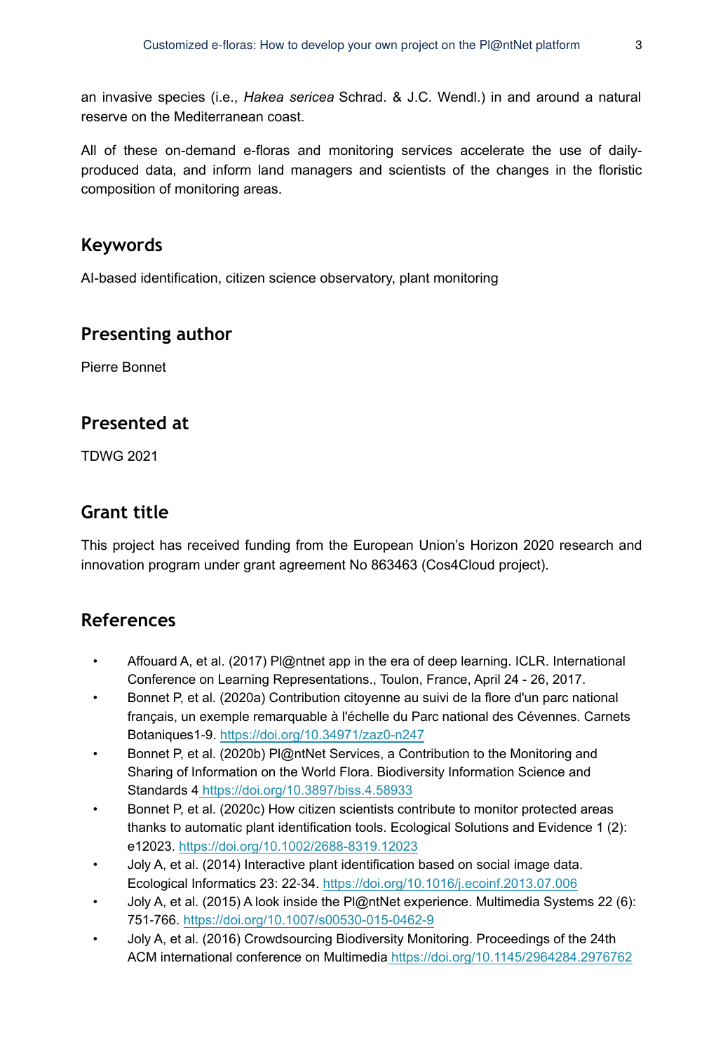an invasive species (i.e., *Hakea sericea* Schrad. & J.C. Wendl.) in and around a natural reserve on the Mediterranean coast.

All of these on-demand e-floras and monitoring services accelerate the use of daily-produced data, and inform land managers and scientists of the changes in the floristic composition of monitoring areas.

## Keywords

AI-based identification, citizen science observatory, plant monitoring

## Presenting author

Pierre Bonnet

## Presented at

TDWG 2021

## Grant title

This project has received funding from the European Union's Horizon 2020 research and innovation program under grant agreement No 863463 (Cos4Cloud project).

## References

- Affouard A, et al. (2017) Pl@ntnet app in the era of deep learning. ICLR. International Conference on Learning Representations., Toulon, France, April 24 - 26, 2017.
- Bonnet P, et al. (2020a) Contribution citoyenne au suivi de la flore d'un parc national français, un exemple remarquable à l'échelle du Parc national des Cévennes. Carnets Botaniques1-9. https://doi.org/10.34971/zaz0-n247
- Bonnet P, et al. (2020b) Pl@ntNet Services, a Contribution to the Monitoring and Sharing of Information on the World Flora. Biodiversity Information Science and Standards 4 https://doi.org/10.3897/biss.4.58933
- Bonnet P, et al. (2020c) How citizen scientists contribute to monitor protected areas thanks to automatic plant identification tools. Ecological Solutions and Evidence 1 (2): e12023. https://doi.org/10.1002/2688-8319.12023
- Joly A, et al. (2014) Interactive plant identification based on social image data. Ecological Informatics 23: 22-34. https://doi.org/10.1016/j.ecoinf.2013.07.006
- Joly A, et al. (2015) A look inside the Pl@ntNet experience. Multimedia Systems 22 (6): 751-766. https://doi.org/10.1007/s00530-015-0462-9
- Joly A, et al. (2016) Crowdsourcing Biodiversity Monitoring. Proceedings of the 24th ACM international conference on Multimedia https://doi.org/10.1145/2964284.2976762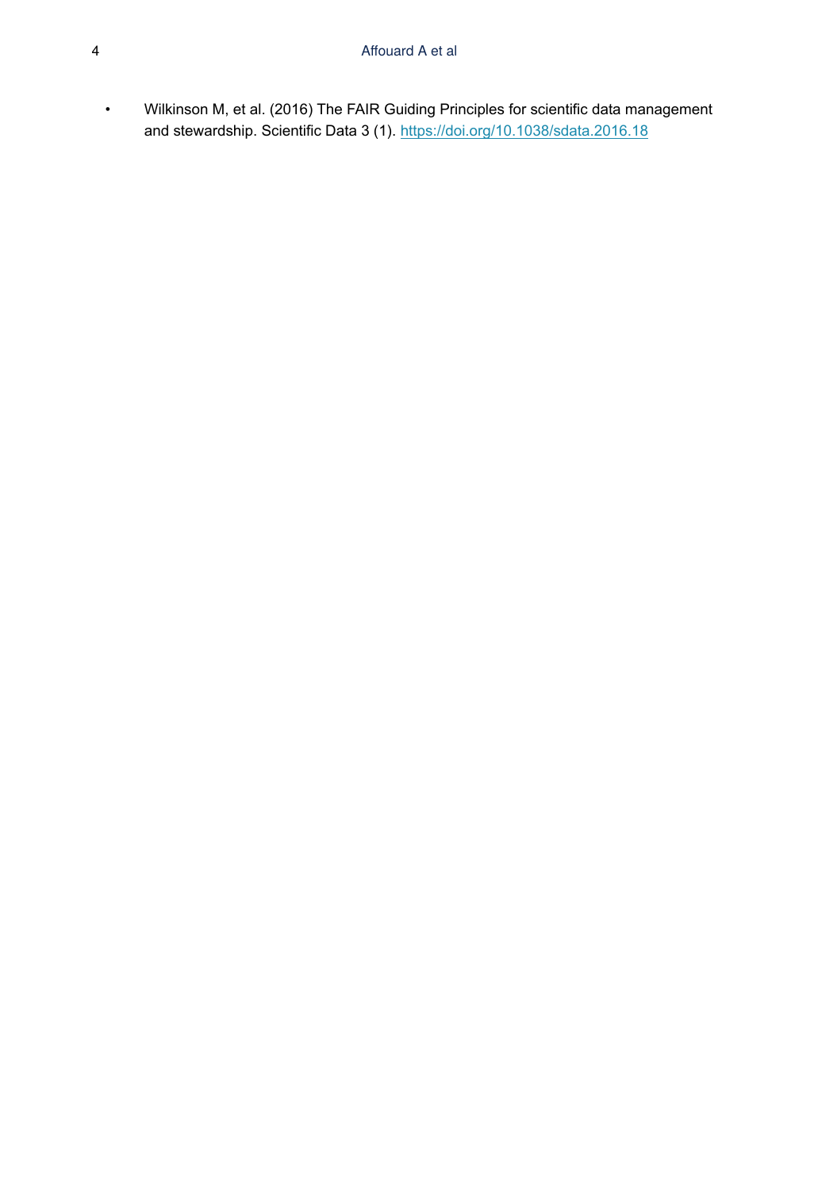- Wilkinson M, et al. (2016) The FAIR Guiding Principles for scientific data management and stewardship. Scientific Data 3 (1). https://doi.org/10.1038/sdata.2016.18